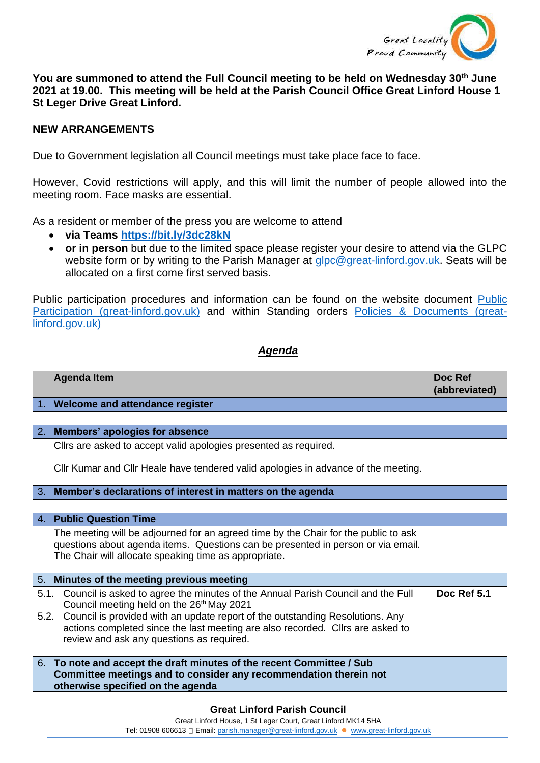Great Locality
Proud Community

**You are summoned to attend the Full Council meeting to be held on Wednesday 30th June 2021 at 19.00. This meeting will be held at the Parish Council Office Great Linford House 1 St Leger Drive Great Linford.**

**NEW ARRANGEMENTS**

Due to Government legislation all Council meetings must take place face to face.

However, Covid restrictions will apply, and this will limit the number of people allowed into the meeting room. Face masks are essential.

As a resident or member of the press you are welcome to attend

- **via Teams https://bit.ly/3dc28kN**
- **or in person** but due to the limited space please register your desire to attend via the GLPC website form or by writing to the Parish Manager at glpc@great-linford.gov.uk. Seats will be allocated on a first come first served basis.

Public participation procedures and information can be found on the website document Public Participation (great-linford.gov.uk) and within Standing orders Policies & Documents (great-linford.gov.uk)

## *Agenda*

| Agenda Item | Doc Ref (abbreviated) |
|---|---|
| 1. **Welcome and attendance register** | |
| | |
| 2. **Members' apologies for absence** | |
| Cllrs are asked to accept valid apologies presented as required.<br><br>Cllr Kumar and Cllr Heale have tendered valid apologies in advance of the meeting. | |
| 3. **Member's declarations of interest in matters on the agenda** | |
| | |
| 4. **Public Question Time** | |
| The meeting will be adjourned for an agreed time by the Chair for the public to ask questions about agenda items. Questions can be presented in person or via email. The Chair will allocate speaking time as appropriate. | |
| 5. **Minutes of the meeting previous meeting** | |
| 5.1. Council is asked to agree the minutes of the Annual Parish Council and the Full Council meeting held on the 26th May 2021<br>5.2. Council is provided with an update report of the outstanding Resolutions. Any actions completed since the last meeting are also recorded. Cllrs are asked to review and ask any questions as required. | **Doc Ref 5.1** |
| 6. **To note and accept the draft minutes of the recent Committee / Sub Committee meetings and to consider any recommendation therein not otherwise specified on the agenda** | |

**Great Linford Parish Council**
Great Linford House, 1 St Leger Court, Great Linford MK14 5HA
Tel: 01908 606613 Email: parish.manager@great-linford.gov.uk ● www.great-linford.gov.uk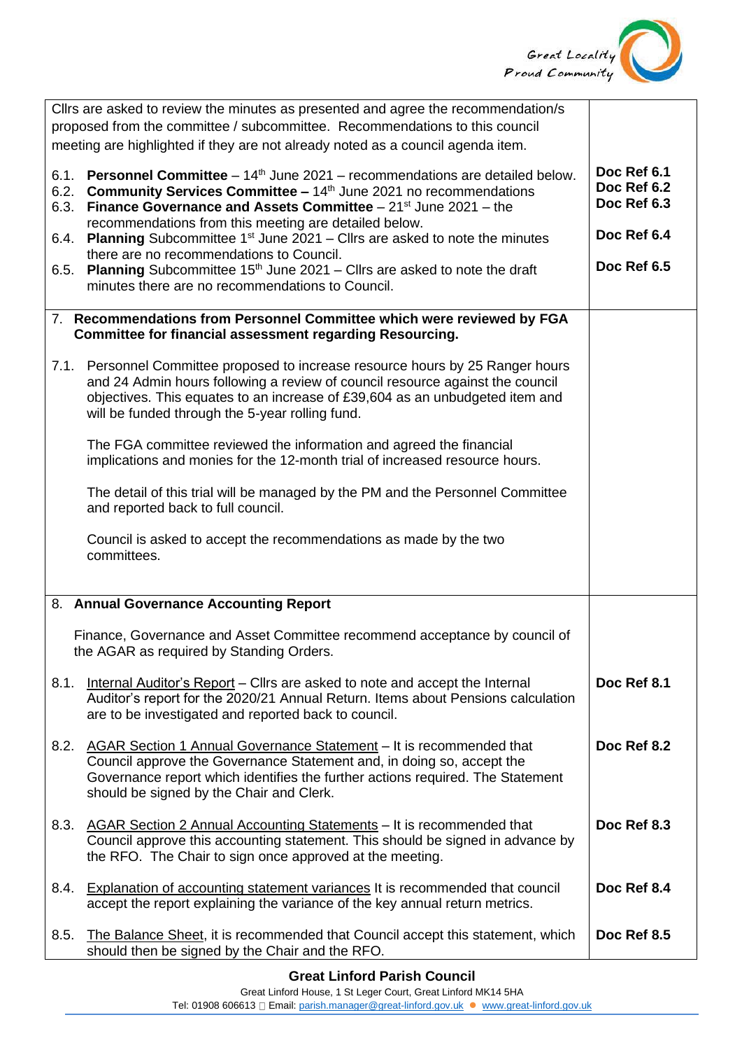| | |
|---|---|
| Cllrs are asked to review the minutes as presented and agree the recommendation/s proposed from the committee / subcommittee. Recommendations to this council meeting are highlighted if they are not already noted as a council agenda item. | |
| 6.1. **Personnel Committee** – 14th June 2021 – recommendations are detailed below.<br>6.2. **Community Services Committee –** 14th June 2021 no recommendations<br>6.3. **Finance Governance and Assets Committee** – 21st June 2021 – the recommendations from this meeting are detailed below.<br>6.4. **Planning** Subcommittee 1st June 2021 – Cllrs are asked to note the minutes there are no recommendations to Council.<br>6.5. **Planning** Subcommittee 15th June 2021 – Cllrs are asked to note the draft minutes there are no recommendations to Council. | **Doc Ref 6.1**<br>**Doc Ref 6.2**<br>**Doc Ref 6.3**<br>**Doc Ref 6.4**<br>**Doc Ref 6.5** |
| 7. **Recommendations from Personnel Committee which were reviewed by FGA Committee for financial assessment regarding Resourcing.**<br><br>7.1. Personnel Committee proposed to increase resource hours by 25 Ranger hours and 24 Admin hours following a review of council resource against the council objectives. This equates to an increase of £39,604 as an unbudgeted item and will be funded through the 5-year rolling fund.<br><br>The FGA committee reviewed the information and agreed the financial implications and monies for the 12-month trial of increased resource hours.<br><br>The detail of this trial will be managed by the PM and the Personnel Committee and reported back to full council.<br><br>Council is asked to accept the recommendations as made by the two committees. | |
| 8. **Annual Governance Accounting Report**<br><br>Finance, Governance and Asset Committee recommend acceptance by council of the AGAR as required by Standing Orders. | |
| 8.1. Internal Auditor's Report – Cllrs are asked to note and accept the Internal Auditor's report for the 2020/21 Annual Return. Items about Pensions calculation are to be investigated and reported back to council. | **Doc Ref 8.1** |
| 8.2. AGAR Section 1 Annual Governance Statement – It is recommended that Council approve the Governance Statement and, in doing so, accept the Governance report which identifies the further actions required. The Statement should be signed by the Chair and Clerk. | **Doc Ref 8.2** |
| 8.3. AGAR Section 2 Annual Accounting Statements – It is recommended that Council approve this accounting statement. This should be signed in advance by the RFO. The Chair to sign once approved at the meeting. | **Doc Ref 8.3** |
| 8.4. Explanation of accounting statement variances It is recommended that council accept the report explaining the variance of the key annual return metrics. | **Doc Ref 8.4** |
| 8.5. The Balance Sheet, it is recommended that Council accept this statement, which should then be signed by the Chair and the RFO. | **Doc Ref 8.5** |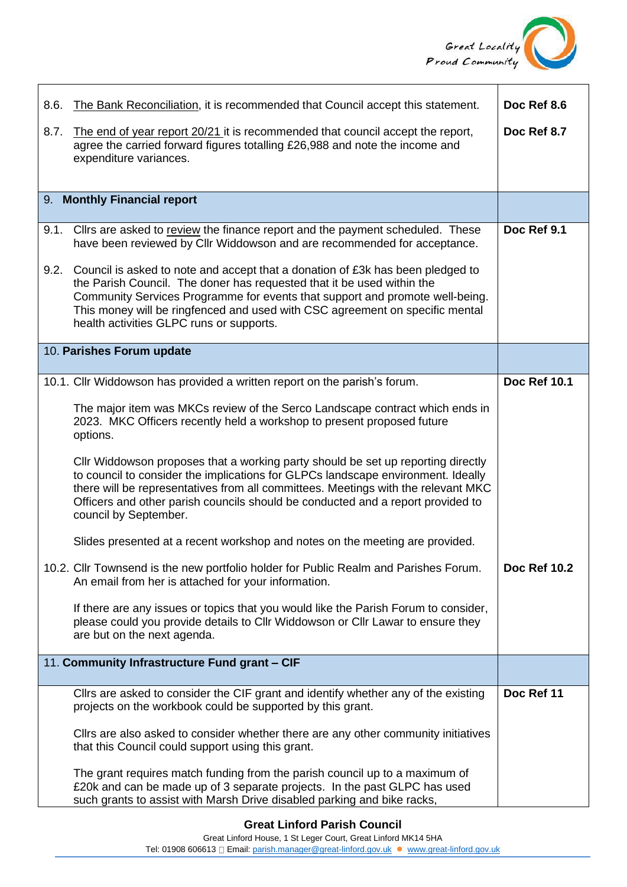| | |
|---|---|
| 8.6. The Bank Reconciliation, it is recommended that Council accept this statement. | **Doc Ref 8.6** |
| 8.7. The end of year report 20/21 it is recommended that council accept the report, agree the carried forward figures totalling £26,988 and note the income and expenditure variances. | **Doc Ref 8.7** |
| 9. **Monthly Financial report** | |
| 9.1. Cllrs are asked to review the finance report and the payment scheduled. These have been reviewed by Cllr Widdowson and are recommended for acceptance.<br><br>9.2. Council is asked to note and accept that a donation of £3k has been pledged to the Parish Council. The doner has requested that it be used within the Community Services Programme for events that support and promote well-being. This money will be ringfenced and used with CSC agreement on specific mental health activities GLPC runs or supports. | **Doc Ref 9.1** |
| 10. **Parishes Forum update** | |
| 10.1. Cllr Widdowson has provided a written report on the parish's forum.<br><br>The major item was MKCs review of the Serco Landscape contract which ends in 2023. MKC Officers recently held a workshop to present proposed future options.<br><br>Cllr Widdowson proposes that a working party should be set up reporting directly to council to consider the implications for GLPCs landscape environment. Ideally there will be representatives from all committees. Meetings with the relevant MKC Officers and other parish councils should be conducted and a report provided to council by September.<br><br>Slides presented at a recent workshop and notes on the meeting are provided. | **Doc Ref 10.1** |
| 10.2. Cllr Townsend is the new portfolio holder for Public Realm and Parishes Forum. An email from her is attached for your information.<br><br>If there are any issues or topics that you would like the Parish Forum to consider, please could you provide details to Cllr Widdowson or Cllr Lawar to ensure they are but on the next agenda. | **Doc Ref 10.2** |
| 11. **Community Infrastructure Fund grant – CIF** | |
| Cllrs are asked to consider the CIF grant and identify whether any of the existing projects on the workbook could be supported by this grant.<br><br>Cllrs are also asked to consider whether there are any other community initiatives that this Council could support using this grant.<br><br>The grant requires match funding from the parish council up to a maximum of £20k and can be made up of 3 separate projects. In the past GLPC has used such grants to assist with Marsh Drive disabled parking and bike racks, | **Doc Ref 11** |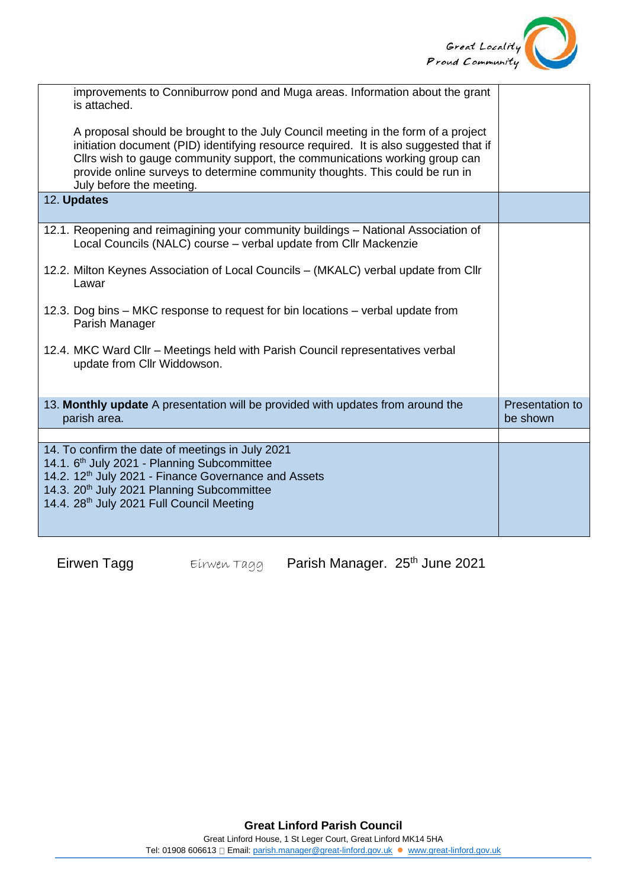| | |
|---|---|
| improvements to Conniburrow pond and Muga areas. Information about the grant is attached.<br><br>A proposal should be brought to the July Council meeting in the form of a project initiation document (PID) identifying resource required. It is also suggested that if Cllrs wish to gauge community support, the communications working group can provide online surveys to determine community thoughts. This could be run in July before the meeting. | |
| 12. **Updates** | |
| 12.1. Reopening and reimagining your community buildings – National Association of Local Councils (NALC) course – verbal update from Cllr Mackenzie<br><br>12.2. Milton Keynes Association of Local Councils – (MKALC) verbal update from Cllr Lawar<br><br>12.3. Dog bins – MKC response to request for bin locations – verbal update from Parish Manager<br><br>12.4. MKC Ward Cllr – Meetings held with Parish Council representatives verbal update from Cllr Widdowson. | |
| 13. **Monthly update** A presentation will be provided with updates from around the parish area. | Presentation to be shown |
| | |
| 14. To confirm the date of meetings in July 2021<br>14.1. 6th July 2021 - Planning Subcommittee<br>14.2. 12th July 2021 - Finance Governance and Assets<br>14.3. 20th July 2021 Planning Subcommittee<br>14.4. 28th July 2021 Full Council Meeting | |

Eirwen Tagg     Eirwen Tagg     Parish Manager. 25th June 2021

**Great Linford Parish Council**
Great Linford House, 1 St Leger Court, Great Linford MK14 5HA
Tel: 01908 606613 Email: parish.manager@great-linford.gov.uk ● www.great-linford.gov.uk